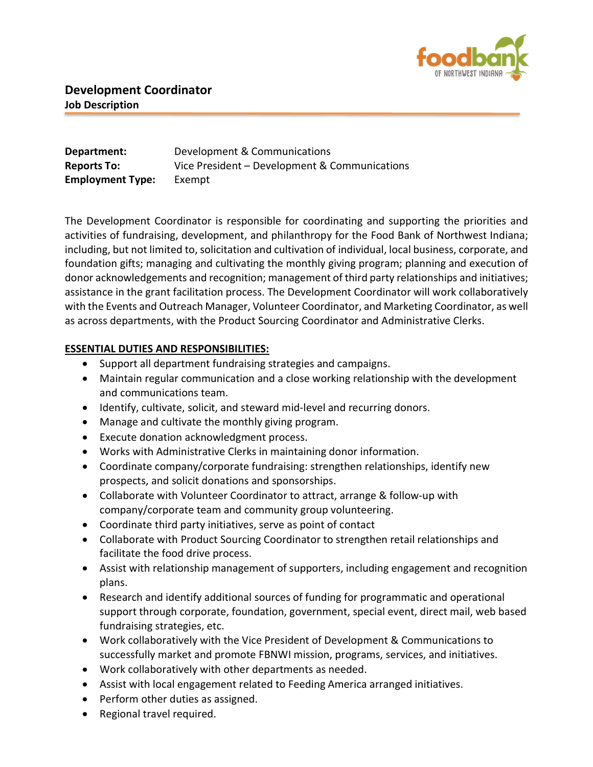# Development Coordinator

**Job Description**

| | |
|---|---|
| **Department:** | Development & Communications |
| **Reports To:** | Vice President – Development & Communications |
| **Employment Type:** | Exempt |

The Development Coordinator is responsible for coordinating and supporting the priorities and activities of fundraising, development, and philanthropy for the Food Bank of Northwest Indiana; including, but not limited to, solicitation and cultivation of individual, local business, corporate, and foundation gifts; managing and cultivating the monthly giving program; planning and execution of donor acknowledgements and recognition; management of third party relationships and initiatives; assistance in the grant facilitation process. The Development Coordinator will work collaboratively with the Events and Outreach Manager, Volunteer Coordinator, and Marketing Coordinator, as well as across departments, with the Product Sourcing Coordinator and Administrative Clerks.

## ESSENTIAL DUTIES AND RESPONSIBILITIES:

- Support all department fundraising strategies and campaigns.
- Maintain regular communication and a close working relationship with the development and communications team.
- Identify, cultivate, solicit, and steward mid-level and recurring donors.
- Manage and cultivate the monthly giving program.
- Execute donation acknowledgment process.
- Works with Administrative Clerks in maintaining donor information.
- Coordinate company/corporate fundraising: strengthen relationships, identify new prospects, and solicit donations and sponsorships.
- Collaborate with Volunteer Coordinator to attract, arrange & follow-up with company/corporate team and community group volunteering.
- Coordinate third party initiatives, serve as point of contact
- Collaborate with Product Sourcing Coordinator to strengthen retail relationships and facilitate the food drive process.
- Assist with relationship management of supporters, including engagement and recognition plans.
- Research and identify additional sources of funding for programmatic and operational support through corporate, foundation, government, special event, direct mail, web based fundraising strategies, etc.
- Work collaboratively with the Vice President of Development & Communications to successfully market and promote FBNWI mission, programs, services, and initiatives.
- Work collaboratively with other departments as needed.
- Assist with local engagement related to Feeding America arranged initiatives.
- Perform other duties as assigned.
- Regional travel required.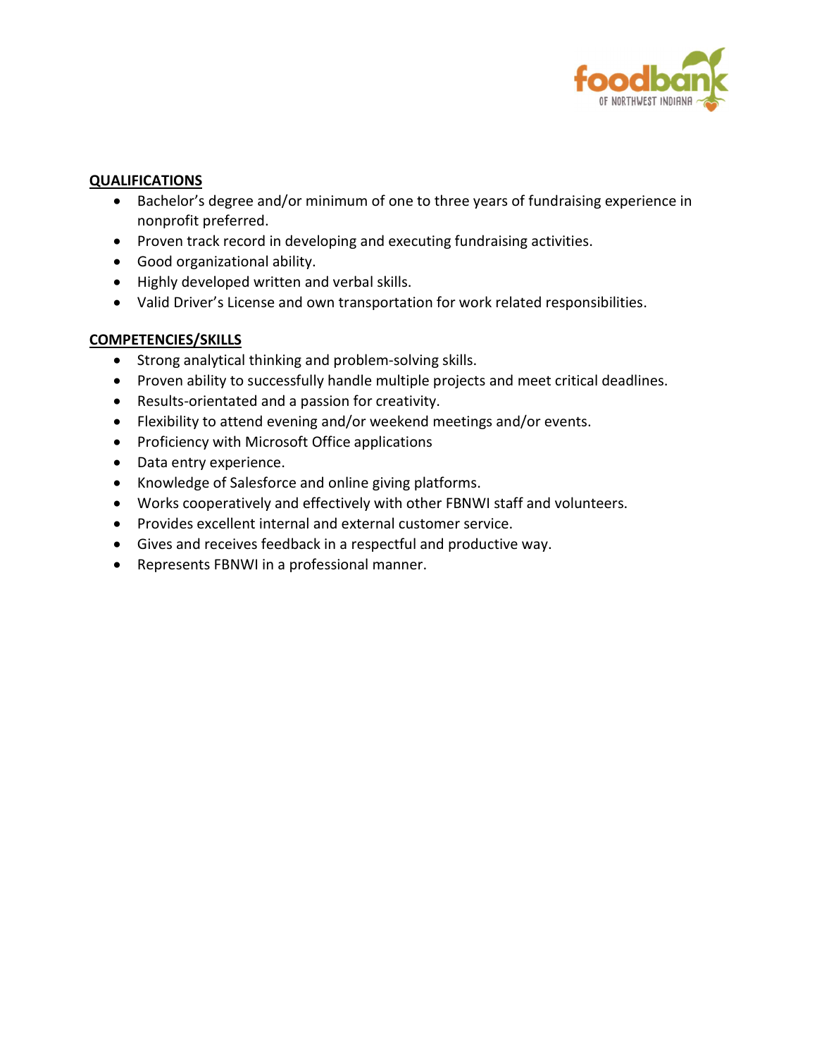**QUALIFICATIONS**

- Bachelor's degree and/or minimum of one to three years of fundraising experience in nonprofit preferred.
- Proven track record in developing and executing fundraising activities.
- Good organizational ability.
- Highly developed written and verbal skills.
- Valid Driver's License and own transportation for work related responsibilities.

**COMPETENCIES/SKILLS**

- Strong analytical thinking and problem-solving skills.
- Proven ability to successfully handle multiple projects and meet critical deadlines.
- Results-orientated and a passion for creativity.
- Flexibility to attend evening and/or weekend meetings and/or events.
- Proficiency with Microsoft Office applications
- Data entry experience.
- Knowledge of Salesforce and online giving platforms.
- Works cooperatively and effectively with other FBNWI staff and volunteers.
- Provides excellent internal and external customer service.
- Gives and receives feedback in a respectful and productive way.
- Represents FBNWI in a professional manner.